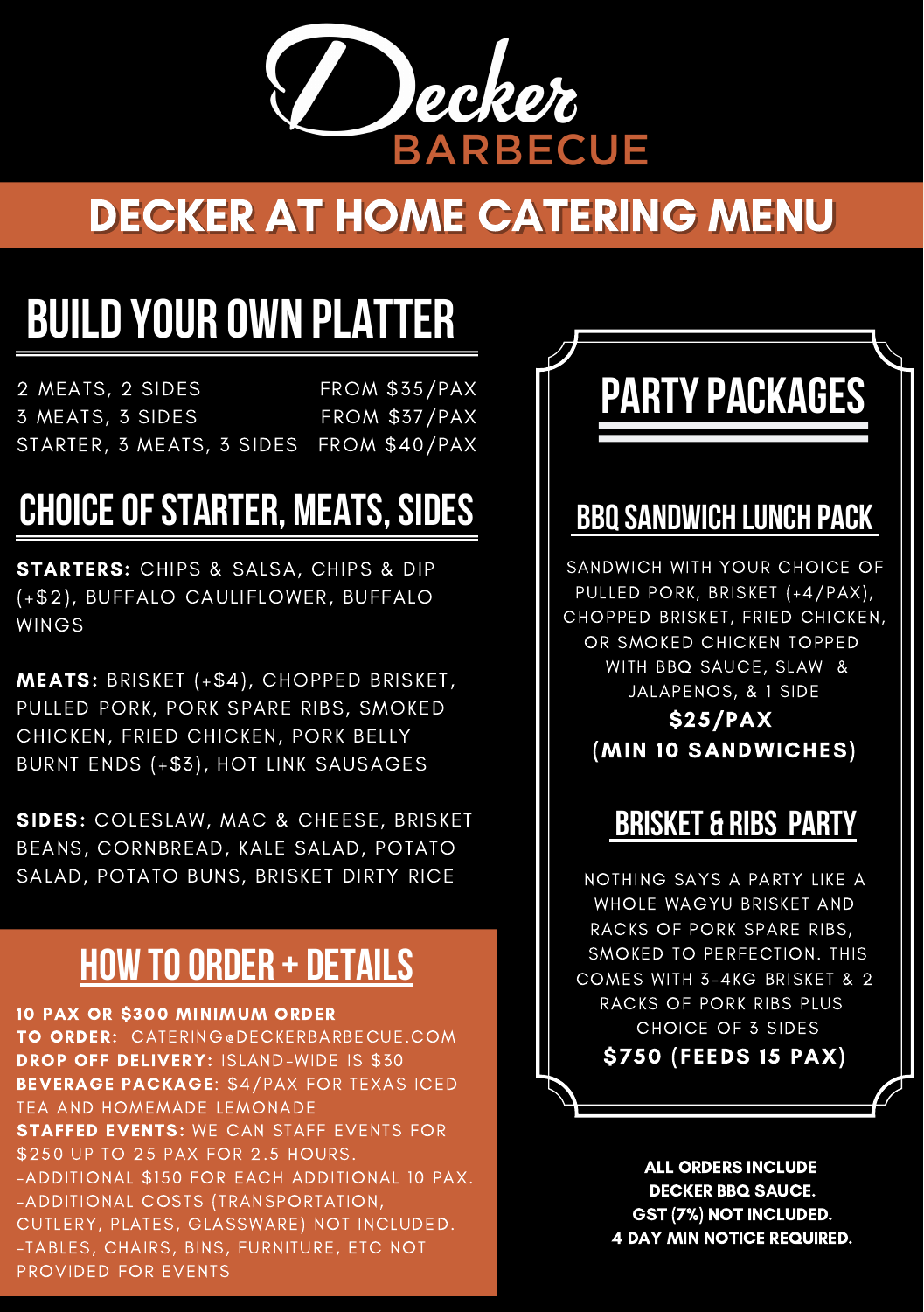# Decker BARBECUE

## DECKER AT HOME CATERING MENU

## BUILD YOUR OWN PLATTER

| | |
|---|---|
| 2 MEATS, 2 SIDES | FROM $35/PAX |
| 3 MEATS, 3 SIDES | FROM $37/PAX |
| STARTER, 3 MEATS, 3 SIDES | FROM $40/PAX |

## CHOICE OF STARTER, MEATS, SIDES

**STARTERS:** CHIPS & SALSA, CHIPS & DIP (+$2), BUFFALO CAULIFLOWER, BUFFALO WINGS

**MEATS:** BRISKET (+$4), CHOPPED BRISKET, PULLED PORK, PORK SPARE RIBS, SMOKED CHICKEN, FRIED CHICKEN, PORK BELLY BURNT ENDS (+$3), HOT LINK SAUSAGES

**SIDES:** COLESLAW, MAC & CHEESE, BRISKET BEANS, CORNBREAD, KALE SALAD, POTATO SALAD, POTATO BUNS, BRISKET DIRTY RICE

## HOW TO ORDER + DETAILS

**10 PAX OR $300 MINIMUM ORDER**
**TO ORDER:** CATERING@DECKERBARBECUE.COM
**DROP OFF DELIVERY:** ISLAND-WIDE IS $30
**BEVERAGE PACKAGE**: $4/PAX FOR TEXAS ICED TEA AND HOMEMADE LEMONADE
**STAFFED EVENTS:** WE CAN STAFF EVENTS FOR $250 UP TO 25 PAX FOR 2.5 HOURS.
-ADDITIONAL $150 FOR EACH ADDITIONAL 10 PAX.
-ADDITIONAL COSTS (TRANSPORTATION, CUTLERY, PLATES, GLASSWARE) NOT INCLUDED.
-TABLES, CHAIRS, BINS, FURNITURE, ETC NOT PROVIDED FOR EVENTS

## PARTY PACKAGES

### BBQ SANDWICH LUNCH PACK

SANDWICH WITH YOUR CHOICE OF PULLED PORK, BRISKET (+4/PAX), CHOPPED BRISKET, FRIED CHICKEN, OR SMOKED CHICKEN TOPPED WITH BBQ SAUCE, SLAW & JALAPENOS, & 1 SIDE

**$25/PAX**
**(MIN 10 SANDWICHES)**

### BRISKET & RIBS PARTY

NOTHING SAYS A PARTY LIKE A WHOLE WAGYU BRISKET AND RACKS OF PORK SPARE RIBS, SMOKED TO PERFECTION. THIS COMES WITH 3-4KG BRISKET & 2 RACKS OF PORK RIBS PLUS CHOICE OF 3 SIDES

**$750 (FEEDS 15 PAX)**

**ALL ORDERS INCLUDE DECKER BBQ SAUCE.**
**GST (7%) NOT INCLUDED.**
**4 DAY MIN NOTICE REQUIRED.**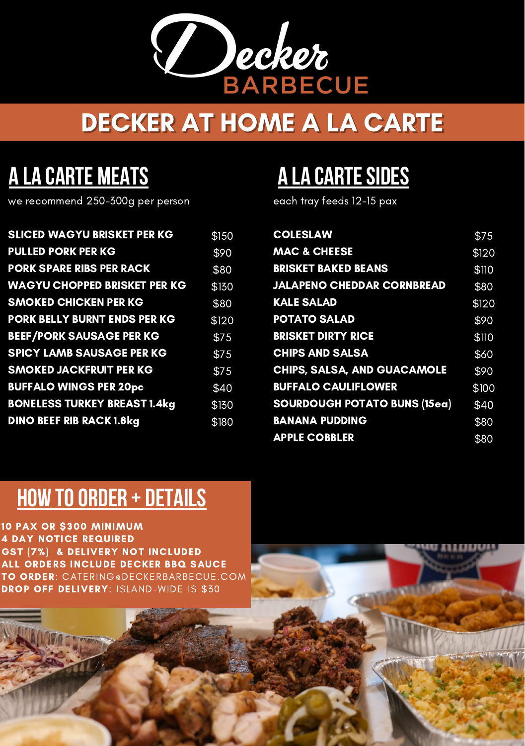# Decker BARBECUE

## DECKER AT HOME A LA CARTE

### A LA CARTE MEATS

we recommend 250-300g per person

| | |
|---|---|
| **SLICED WAGYU BRISKET PER KG** | $150 |
| **PULLED PORK PER KG** | $90 |
| **PORK SPARE RIBS PER RACK** | $80 |
| **WAGYU CHOPPED BRISKET PER KG** | $130 |
| **SMOKED CHICKEN PER KG** | $80 |
| **PORK BELLY BURNT ENDS PER KG** | $120 |
| **BEEF/PORK SAUSAGE PER KG** | $75 |
| **SPICY LAMB SAUSAGE PER KG** | $75 |
| **SMOKED JACKFRUIT PER KG** | $75 |
| **BUFFALO WINGS PER 20pc** | $40 |
| **BONELESS TURKEY BREAST 1.4kg** | $130 |
| **DINO BEEF RIB RACK 1.8kg** | $180 |

### A LA CARTE SIDES

each tray feeds 12-15 pax

| | |
|---|---|
| **COLESLAW** | $75 |
| **MAC & CHEESE** | $120 |
| **BRISKET BAKED BEANS** | $110 |
| **JALAPENO CHEDDAR CORNBREAD** | $80 |
| **KALE SALAD** | $120 |
| **POTATO SALAD** | $90 |
| **BRISKET DIRTY RICE** | $110 |
| **CHIPS AND SALSA** | $60 |
| **CHIPS, SALSA, AND GUACAMOLE** | $90 |
| **BUFFALO CAULIFLOWER** | $100 |
| **SOURDOUGH POTATO BUNS (15ea)** | $40 |
| **BANANA PUDDING** | $80 |
| **APPLE COBBLER** | $80 |

### HOW TO ORDER + DETAILS

**10 PAX OR $300 MINIMUM**
**4 DAY NOTICE REQUIRED**
**GST (7%) & DELIVERY NOT INCLUDED**
**ALL ORDERS INCLUDE DECKER BBQ SAUCE**
**TO ORDER**: CATERING@DECKERBARBECUE.COM
**DROP OFF DELIVERY**: ISLAND-WIDE IS $30